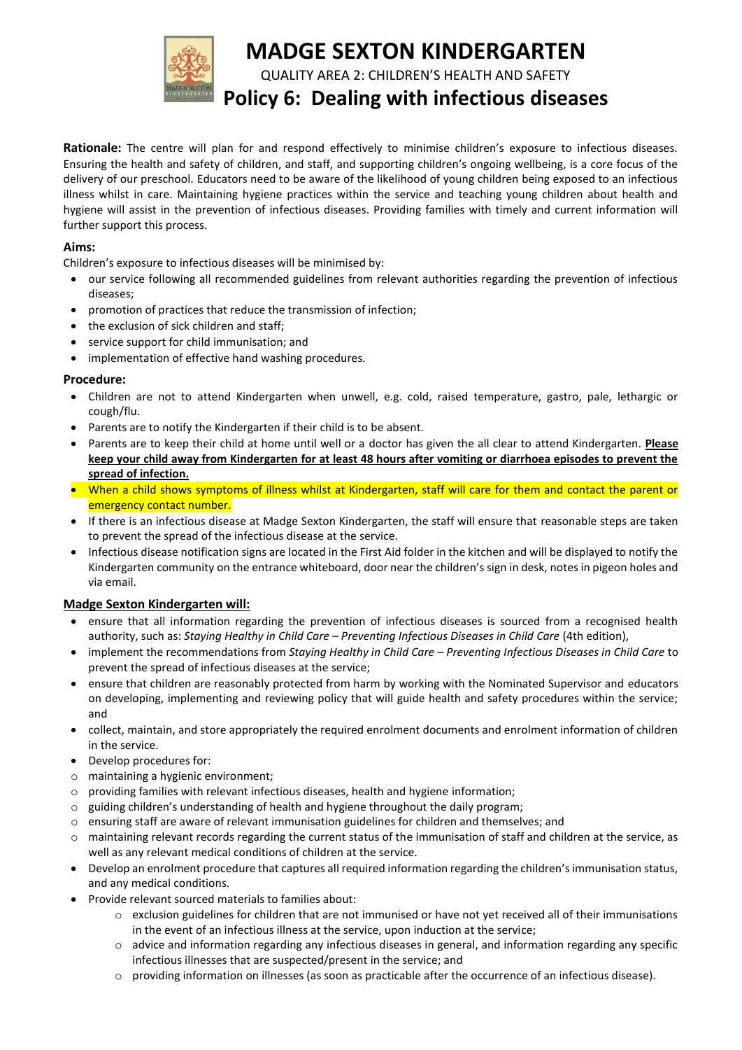# MADGE SEXTON KINDERGARTEN

QUALITY AREA 2: CHILDREN'S HEALTH AND SAFETY

## Policy 6: Dealing with infectious diseases

**Rationale:** The centre will plan for and respond effectively to minimise children's exposure to infectious diseases. Ensuring the health and safety of children, and staff, and supporting children's ongoing wellbeing, is a core focus of the delivery of our preschool. Educators need to be aware of the likelihood of young children being exposed to an infectious illness whilst in care. Maintaining hygiene practices within the service and teaching young children about health and hygiene will assist in the prevention of infectious diseases. Providing families with timely and current information will further support this process.

**Aims:**

Children's exposure to infectious diseases will be minimised by:

- our service following all recommended guidelines from relevant authorities regarding the prevention of infectious diseases;
- promotion of practices that reduce the transmission of infection;
- the exclusion of sick children and staff;
- service support for child immunisation; and
- implementation of effective hand washing procedures.

**Procedure:**

- Children are not to attend Kindergarten when unwell, e.g. cold, raised temperature, gastro, pale, lethargic or cough/flu.
- Parents are to notify the Kindergarten if their child is to be absent.
- Parents are to keep their child at home until well or a doctor has given the all clear to attend Kindergarten. **Please keep your child away from Kindergarten for at least 48 hours after vomiting or diarrhoea episodes to prevent the spread of infection.**
- When a child shows symptoms of illness whilst at Kindergarten, staff will care for them and contact the parent or emergency contact number.
- If there is an infectious disease at Madge Sexton Kindergarten, the staff will ensure that reasonable steps are taken to prevent the spread of the infectious disease at the service.
- Infectious disease notification signs are located in the First Aid folder in the kitchen and will be displayed to notify the Kindergarten community on the entrance whiteboard, door near the children's sign in desk, notes in pigeon holes and via email.

**Madge Sexton Kindergarten will:**

- ensure that all information regarding the prevention of infectious diseases is sourced from a recognised health authority, such as: *Staying Healthy in Child Care – Preventing Infectious Diseases in Child Care* (4th edition),
- implement the recommendations from *Staying Healthy in Child Care – Preventing Infectious Diseases in Child Care* to prevent the spread of infectious diseases at the service;
- ensure that children are reasonably protected from harm by working with the Nominated Supervisor and educators on developing, implementing and reviewing policy that will guide health and safety procedures within the service; and
- collect, maintain, and store appropriately the required enrolment documents and enrolment information of children in the service.
- Develop procedures for:
  - maintaining a hygienic environment;
  - providing families with relevant infectious diseases, health and hygiene information;
  - guiding children's understanding of health and hygiene throughout the daily program;
  - ensuring staff are aware of relevant immunisation guidelines for children and themselves; and
  - maintaining relevant records regarding the current status of the immunisation of staff and children at the service, as well as any relevant medical conditions of children at the service.
- Develop an enrolment procedure that captures all required information regarding the children's immunisation status, and any medical conditions.
- Provide relevant sourced materials to families about:
  - exclusion guidelines for children that are not immunised or have not yet received all of their immunisations in the event of an infectious illness at the service, upon induction at the service;
  - advice and information regarding any infectious diseases in general, and information regarding any specific infectious illnesses that are suspected/present in the service; and
  - providing information on illnesses (as soon as practicable after the occurrence of an infectious disease).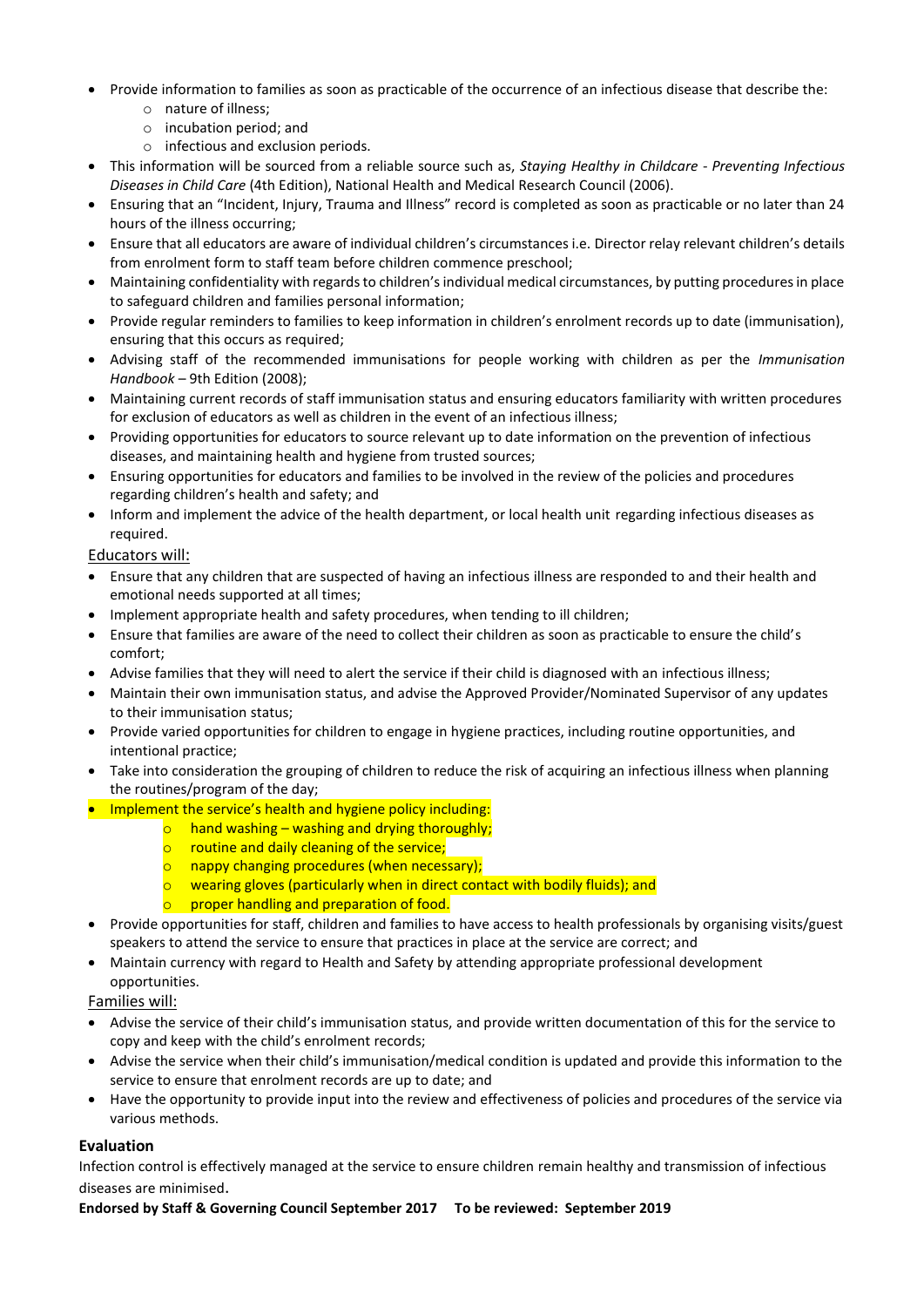- Provide information to families as soon as practicable of the occurrence of an infectious disease that describe the:
  - nature of illness;
  - incubation period; and
  - infectious and exclusion periods.
- This information will be sourced from a reliable source such as, *Staying Healthy in Childcare - Preventing Infectious Diseases in Child Care* (4th Edition), National Health and Medical Research Council (2006).
- Ensuring that an "Incident, Injury, Trauma and Illness" record is completed as soon as practicable or no later than 24 hours of the illness occurring;
- Ensure that all educators are aware of individual children's circumstances i.e. Director relay relevant children's details from enrolment form to staff team before children commence preschool;
- Maintaining confidentiality with regards to children's individual medical circumstances, by putting procedures in place to safeguard children and families personal information;
- Provide regular reminders to families to keep information in children's enrolment records up to date (immunisation), ensuring that this occurs as required;
- Advising staff of the recommended immunisations for people working with children as per the *Immunisation Handbook* – 9th Edition (2008);
- Maintaining current records of staff immunisation status and ensuring educators familiarity with written procedures for exclusion of educators as well as children in the event of an infectious illness;
- Providing opportunities for educators to source relevant up to date information on the prevention of infectious diseases, and maintaining health and hygiene from trusted sources;
- Ensuring opportunities for educators and families to be involved in the review of the policies and procedures regarding children's health and safety; and
- Inform and implement the advice of the health department, or local health unit regarding infectious diseases as required.

Educators will:

- Ensure that any children that are suspected of having an infectious illness are responded to and their health and emotional needs supported at all times;
- Implement appropriate health and safety procedures, when tending to ill children;
- Ensure that families are aware of the need to collect their children as soon as practicable to ensure the child's comfort;
- Advise families that they will need to alert the service if their child is diagnosed with an infectious illness;
- Maintain their own immunisation status, and advise the Approved Provider/Nominated Supervisor of any updates to their immunisation status;
- Provide varied opportunities for children to engage in hygiene practices, including routine opportunities, and intentional practice;
- Take into consideration the grouping of children to reduce the risk of acquiring an infectious illness when planning the routines/program of the day;
- Implement the service's health and hygiene policy including:
  - hand washing – washing and drying thoroughly;
  - routine and daily cleaning of the service;
  - nappy changing procedures (when necessary);
  - wearing gloves (particularly when in direct contact with bodily fluids); and
  - proper handling and preparation of food.
- Provide opportunities for staff, children and families to have access to health professionals by organising visits/guest speakers to attend the service to ensure that practices in place at the service are correct; and
- Maintain currency with regard to Health and Safety by attending appropriate professional development opportunities.

Families will:

- Advise the service of their child's immunisation status, and provide written documentation of this for the service to copy and keep with the child's enrolment records;
- Advise the service when their child's immunisation/medical condition is updated and provide this information to the service to ensure that enrolment records are up to date; and
- Have the opportunity to provide input into the review and effectiveness of policies and procedures of the service via various methods.

**Evaluation**

Infection control is effectively managed at the service to ensure children remain healthy and transmission of infectious diseases are minimised.

**Endorsed by Staff & Governing Council September 2017 To be reviewed: September 2019**